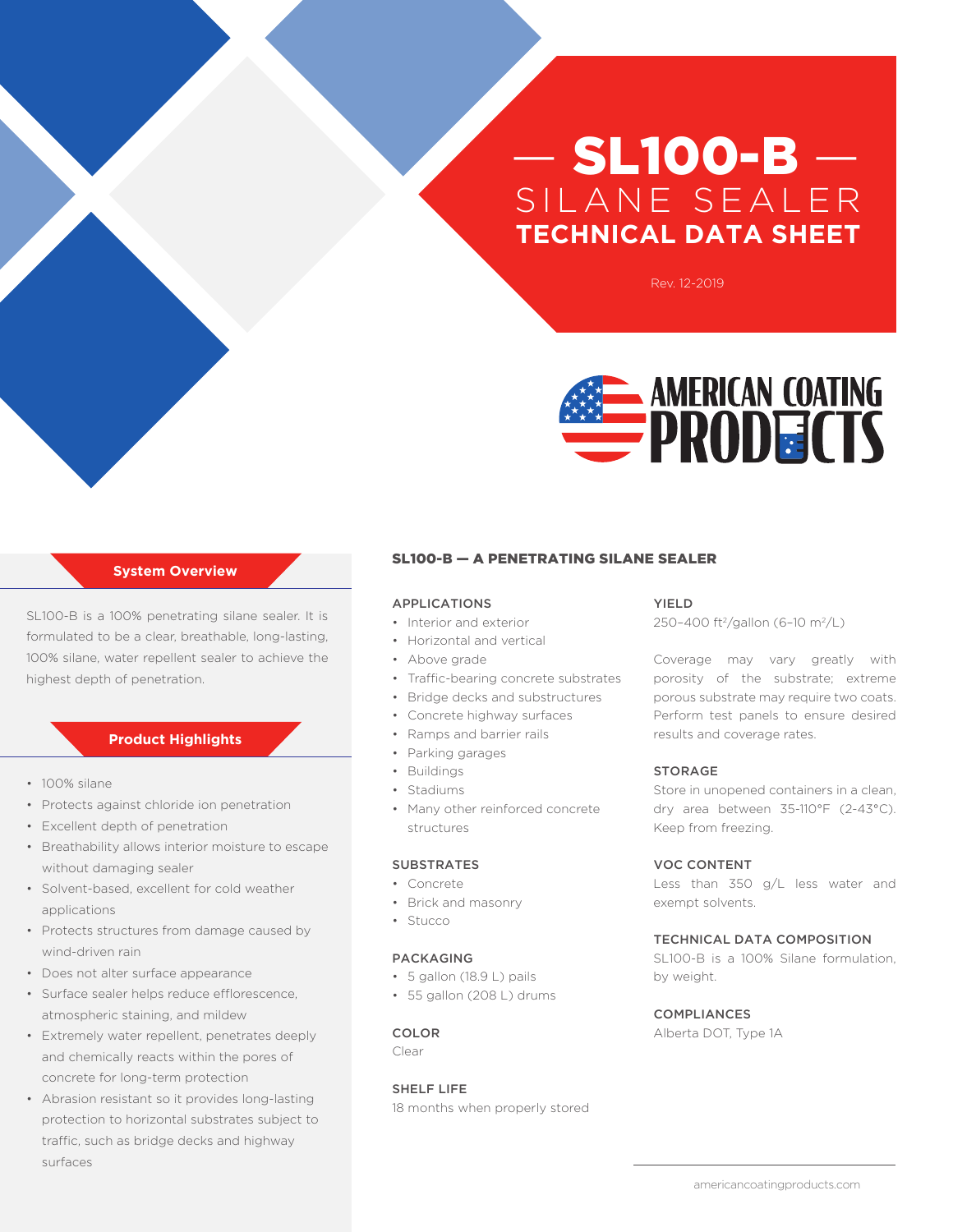# — SL100-B —

## SILANE SEALER

## TECHNICAL DATA SHEET

Rev. 12-2019

AMERICAN COATING PRODUCTS

### System Overview

SL100-B is a 100% penetrating silane sealer. It is formulated to be a clear, breathable, long-lasting, 100% silane, water repellent sealer to achieve the highest depth of penetration.

### Product Highlights

- 100% silane
- Protects against chloride ion penetration
- Excellent depth of penetration
- Breathability allows interior moisture to escape without damaging sealer
- Solvent-based, excellent for cold weather applications
- Protects structures from damage caused by wind-driven rain
- Does not alter surface appearance
- Surface sealer helps reduce efflorescence, atmospheric staining, and mildew
- Extremely water repellent, penetrates deeply and chemically reacts within the pores of concrete for long-term protection
- Abrasion resistant so it provides long-lasting protection to horizontal substrates subject to traffic, such as bridge decks and highway surfaces

## SL100-B — A PENETRATING SILANE SEALER

### APPLICATIONS

- Interior and exterior
- Horizontal and vertical
- Above grade
- Traffic-bearing concrete substrates
- Bridge decks and substructures
- Concrete highway surfaces
- Ramps and barrier rails
- Parking garages
- Buildings
- Stadiums
- Many other reinforced concrete structures

### SUBSTRATES

- Concrete
- Brick and masonry
- Stucco

### PACKAGING

- 5 gallon (18.9 L) pails
- 55 gallon (208 L) drums

### COLOR

Clear

### SHELF LIFE

18 months when properly stored

### YIELD

250–400 ft$^2$/gallon (6–10 m$^2$/L)

Coverage may vary greatly with porosity of the substrate; extreme porous substrate may require two coats. Perform test panels to ensure desired results and coverage rates.

### STORAGE

Store in unopened containers in a clean, dry area between 35-110°F (2-43°C). Keep from freezing.

### VOC CONTENT

Less than 350 g/L less water and exempt solvents.

### TECHNICAL DATA COMPOSITION

SL100-B is a 100% Silane formulation, by weight.

### COMPLIANCES

Alberta DOT, Type 1A

americancoatingproducts.com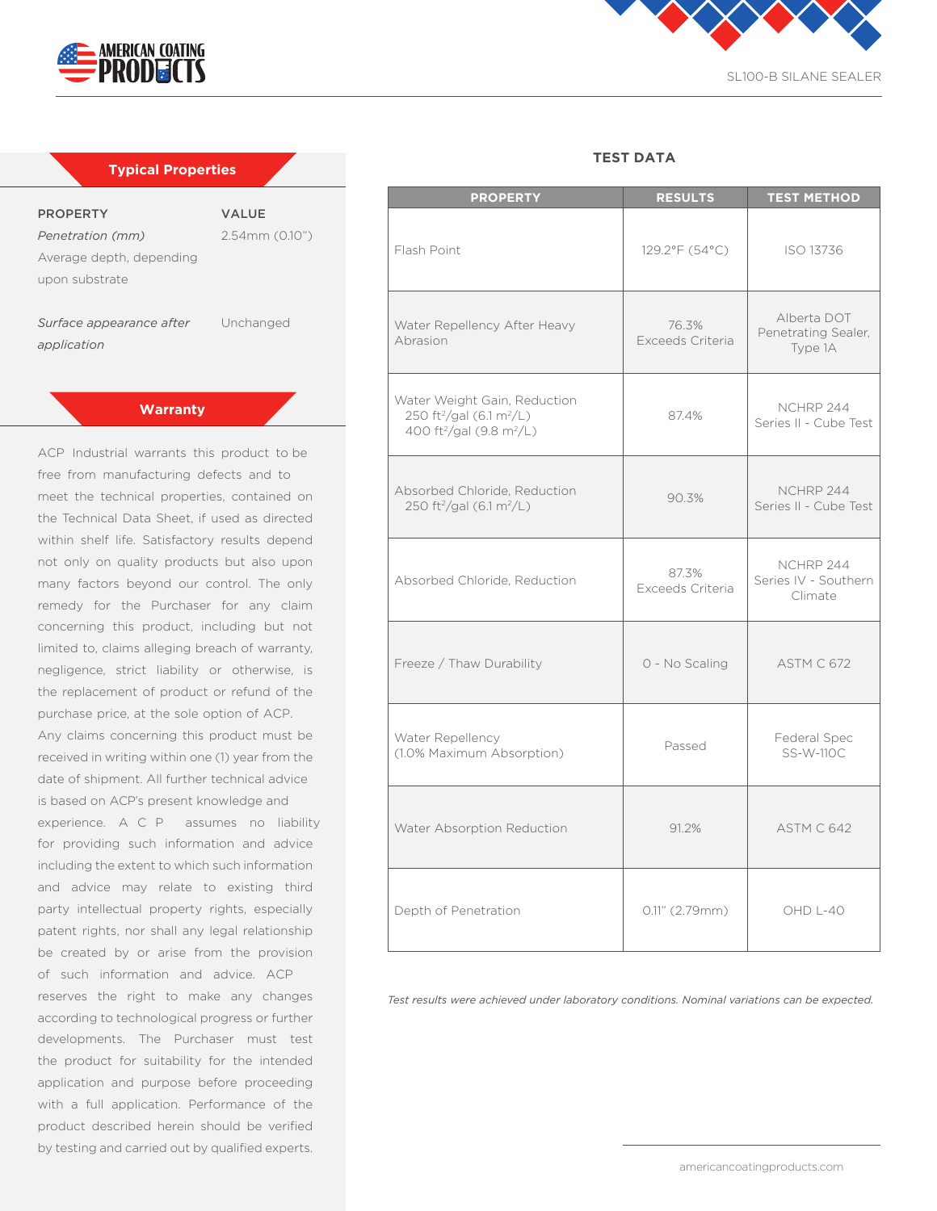## Typical Properties

| PROPERTY | VALUE |
|---|---|
| *Penetration (mm)* Average depth, depending upon substrate | 2.54mm (0.10") |
| *Surface appearance after application* | Unchanged |

## Warranty

ACP Industrial warrants this product to be free from manufacturing defects and to meet the technical properties, contained on the Technical Data Sheet, if used as directed within shelf life. Satisfactory results depend not only on quality products but also upon many factors beyond our control. The only remedy for the Purchaser for any claim concerning this product, including but not limited to, claims alleging breach of warranty, negligence, strict liability or otherwise, is the replacement of product or refund of the purchase price, at the sole option of ACP. Any claims concerning this product must be received in writing within one (1) year from the date of shipment. All further technical advice is based on ACP's present knowledge and experience. A C P assumes no liability for providing such information and advice including the extent to which such information and advice may relate to existing third party intellectual property rights, especially patent rights, nor shall any legal relationship be created by or arise from the provision of such information and advice. ACP reserves the right to make any changes according to technological progress or further developments. The Purchaser must test the product for suitability for the intended application and purpose before proceeding with a full application. Performance of the product described herein should be verified by testing and carried out by qualified experts.

## TEST DATA

| PROPERTY | RESULTS | TEST METHOD |
|---|---|---|
| Flash Point | 129.2°F (54°C) | ISO 13736 |
| Water Repellency After Heavy Abrasion | 76.3% Exceeds Criteria | Alberta DOT Penetrating Sealer, Type 1A |
| Water Weight Gain, Reduction 250 ft²/gal (6.1 m²/L) 400 ft²/gal (9.8 m²/L) | 87.4% | NCHRP 244 Series II - Cube Test |
| Absorbed Chloride, Reduction 250 ft²/gal (6.1 m²/L) | 90.3% | NCHRP 244 Series II - Cube Test |
| Absorbed Chloride, Reduction | 87.3% Exceeds Criteria | NCHRP 244 Series IV - Southern Climate |
| Freeze / Thaw Durability | 0 - No Scaling | ASTM C 672 |
| Water Repellency (1.0% Maximum Absorption) | Passed | Federal Spec SS-W-110C |
| Water Absorption Reduction | 91.2% | ASTM C 642 |
| Depth of Penetration | 0.11" (2.79mm) | OHD L-40 |

*Test results were achieved under laboratory conditions. Nominal variations can be expected.*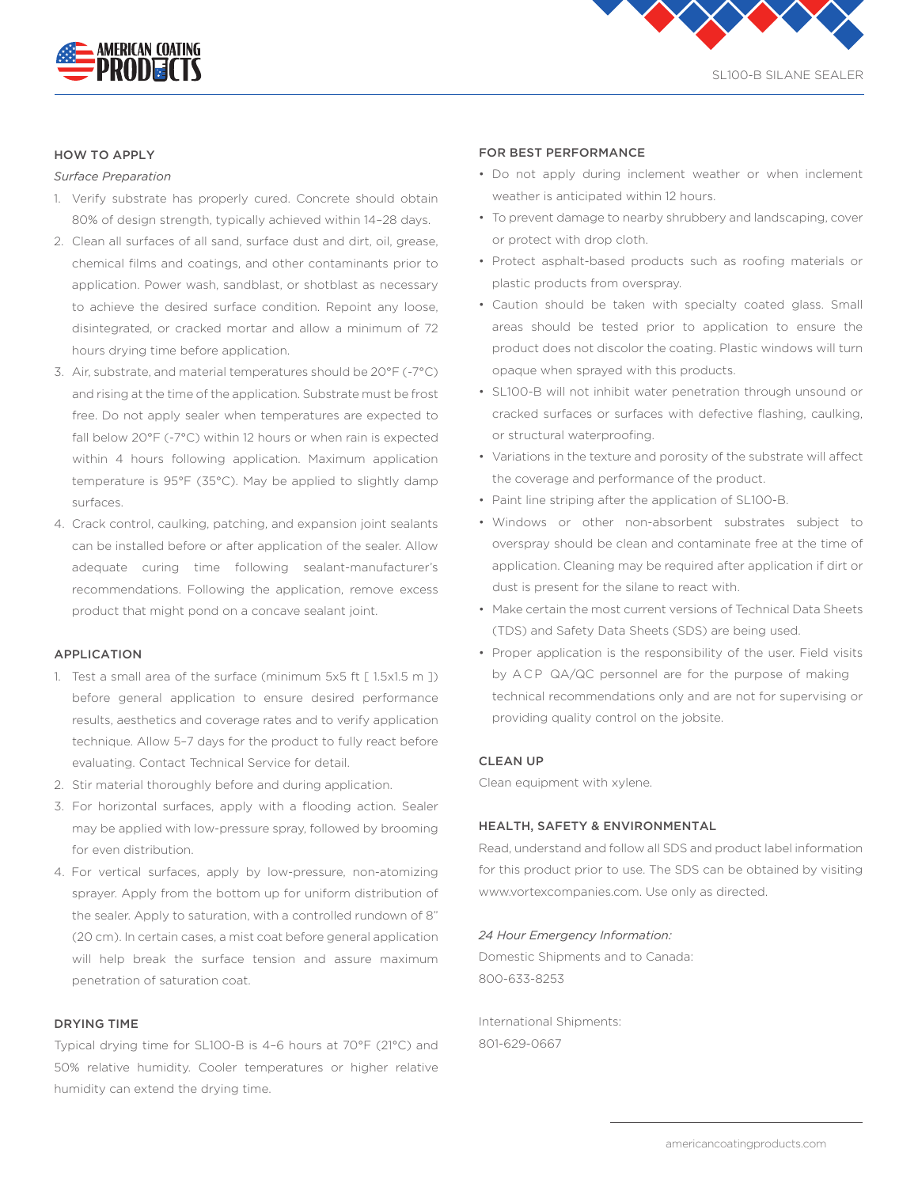## HOW TO APPLY

*Surface Preparation*

1. Verify substrate has properly cured. Concrete should obtain 80% of design strength, typically achieved within 14–28 days.
2. Clean all surfaces of all sand, surface dust and dirt, oil, grease, chemical films and coatings, and other contaminants prior to application. Power wash, sandblast, or shotblast as necessary to achieve the desired surface condition. Repoint any loose, disintegrated, or cracked mortar and allow a minimum of 72 hours drying time before application.
3. Air, substrate, and material temperatures should be 20°F (-7°C) and rising at the time of the application. Substrate must be frost free. Do not apply sealer when temperatures are expected to fall below 20°F (-7°C) within 12 hours or when rain is expected within 4 hours following application. Maximum application temperature is 95°F (35°C). May be applied to slightly damp surfaces.
4. Crack control, caulking, patching, and expansion joint sealants can be installed before or after application of the sealer. Allow adequate curing time following sealant-manufacturer's recommendations. Following the application, remove excess product that might pond on a concave sealant joint.

## APPLICATION

1. Test a small area of the surface (minimum 5x5 ft [ 1.5x1.5 m ]) before general application to ensure desired performance results, aesthetics and coverage rates and to verify application technique. Allow 5–7 days for the product to fully react before evaluating. Contact Technical Service for detail.
2. Stir material thoroughly before and during application.
3. For horizontal surfaces, apply with a flooding action. Sealer may be applied with low-pressure spray, followed by brooming for even distribution.
4. For vertical surfaces, apply by low-pressure, non-atomizing sprayer. Apply from the bottom up for uniform distribution of the sealer. Apply to saturation, with a controlled rundown of 8" (20 cm). In certain cases, a mist coat before general application will help break the surface tension and assure maximum penetration of saturation coat.

## DRYING TIME

Typical drying time for SL100-B is 4–6 hours at 70°F (21°C) and 50% relative humidity. Cooler temperatures or higher relative humidity can extend the drying time.

## FOR BEST PERFORMANCE

- Do not apply during inclement weather or when inclement weather is anticipated within 12 hours.
- To prevent damage to nearby shrubbery and landscaping, cover or protect with drop cloth.
- Protect asphalt-based products such as roofing materials or plastic products from overspray.
- Caution should be taken with specialty coated glass. Small areas should be tested prior to application to ensure the product does not discolor the coating. Plastic windows will turn opaque when sprayed with this products.
- SL100-B will not inhibit water penetration through unsound or cracked surfaces or surfaces with defective flashing, caulking, or structural waterproofing.
- Variations in the texture and porosity of the substrate will affect the coverage and performance of the product.
- Paint line striping after the application of SL100-B.
- Windows or other non-absorbent substrates subject to overspray should be clean and contaminate free at the time of application. Cleaning may be required after application if dirt or dust is present for the silane to react with.
- Make certain the most current versions of Technical Data Sheets (TDS) and Safety Data Sheets (SDS) are being used.
- Proper application is the responsibility of the user. Field visits by ACP QA/QC personnel are for the purpose of making technical recommendations only and are not for supervising or providing quality control on the jobsite.

## CLEAN UP

Clean equipment with xylene.

## HEALTH, SAFETY & ENVIRONMENTAL

Read, understand and follow all SDS and product label information for this product prior to use. The SDS can be obtained by visiting www.vortexcompanies.com. Use only as directed.

*24 Hour Emergency Information:*

Domestic Shipments and to Canada:
800-633-8253

International Shipments:
801-629-0667